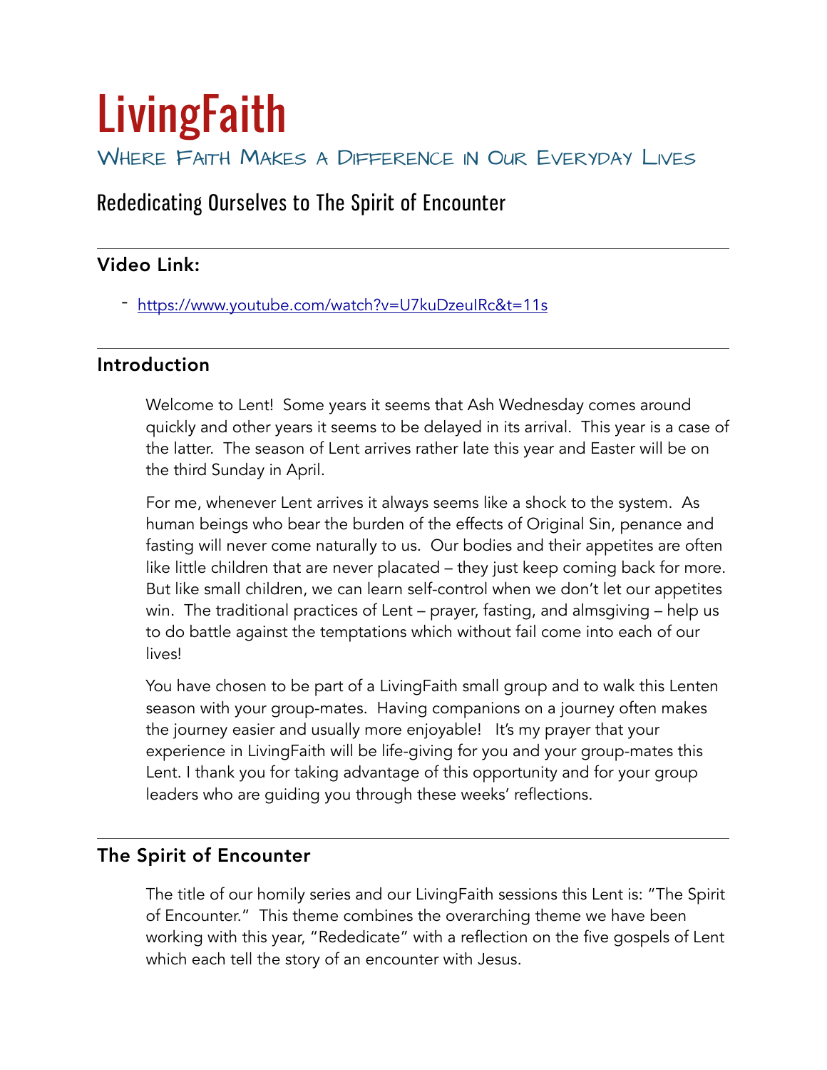# LivingFaith

## Where Faith Makes a Difference in Our Everyday Lives

## Rededicating Ourselves to The Spirit of Encounter

---

### Video Link:

- https://www.youtube.com/watch?v=U7kuDzeuIRc&t=11s

---

### Introduction

Welcome to Lent! Some years it seems that Ash Wednesday comes around quickly and other years it seems to be delayed in its arrival. This year is a case of the latter. The season of Lent arrives rather late this year and Easter will be on the third Sunday in April.

For me, whenever Lent arrives it always seems like a shock to the system. As human beings who bear the burden of the effects of Original Sin, penance and fasting will never come naturally to us. Our bodies and their appetites are often like little children that are never placated – they just keep coming back for more. But like small children, we can learn self-control when we don't let our appetites win. The traditional practices of Lent – prayer, fasting, and almsgiving – help us to do battle against the temptations which without fail come into each of our lives!

You have chosen to be part of a LivingFaith small group and to walk this Lenten season with your group-mates. Having companions on a journey often makes the journey easier and usually more enjoyable! It's my prayer that your experience in LivingFaith will be life-giving for you and your group-mates this Lent. I thank you for taking advantage of this opportunity and for your group leaders who are guiding you through these weeks' reflections.

---

### The Spirit of Encounter

The title of our homily series and our LivingFaith sessions this Lent is: "The Spirit of Encounter." This theme combines the overarching theme we have been working with this year, "Rededicate" with a reflection on the five gospels of Lent which each tell the story of an encounter with Jesus.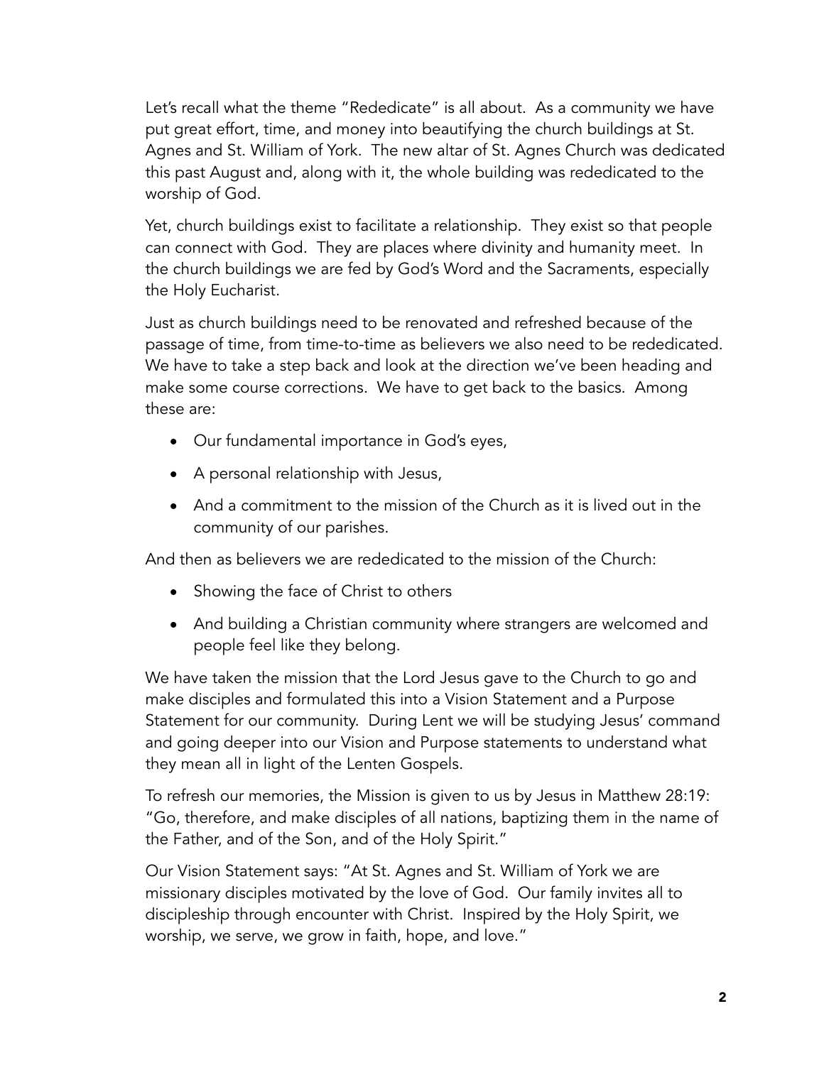Let's recall what the theme "Rededicate" is all about. As a community we have put great effort, time, and money into beautifying the church buildings at St. Agnes and St. William of York. The new altar of St. Agnes Church was dedicated this past August and, along with it, the whole building was rededicated to the worship of God.

Yet, church buildings exist to facilitate a relationship. They exist so that people can connect with God. They are places where divinity and humanity meet. In the church buildings we are fed by God's Word and the Sacraments, especially the Holy Eucharist.

Just as church buildings need to be renovated and refreshed because of the passage of time, from time-to-time as believers we also need to be rededicated. We have to take a step back and look at the direction we've been heading and make some course corrections. We have to get back to the basics. Among these are:

- Our fundamental importance in God's eyes,
- A personal relationship with Jesus,
- And a commitment to the mission of the Church as it is lived out in the community of our parishes.

And then as believers we are rededicated to the mission of the Church:

- Showing the face of Christ to others
- And building a Christian community where strangers are welcomed and people feel like they belong.

We have taken the mission that the Lord Jesus gave to the Church to go and make disciples and formulated this into a Vision Statement and a Purpose Statement for our community. During Lent we will be studying Jesus' command and going deeper into our Vision and Purpose statements to understand what they mean all in light of the Lenten Gospels.

To refresh our memories, the Mission is given to us by Jesus in Matthew 28:19: "Go, therefore, and make disciples of all nations, baptizing them in the name of the Father, and of the Son, and of the Holy Spirit."

Our Vision Statement says: "At St. Agnes and St. William of York we are missionary disciples motivated by the love of God. Our family invites all to discipleship through encounter with Christ. Inspired by the Holy Spirit, we worship, we serve, we grow in faith, hope, and love."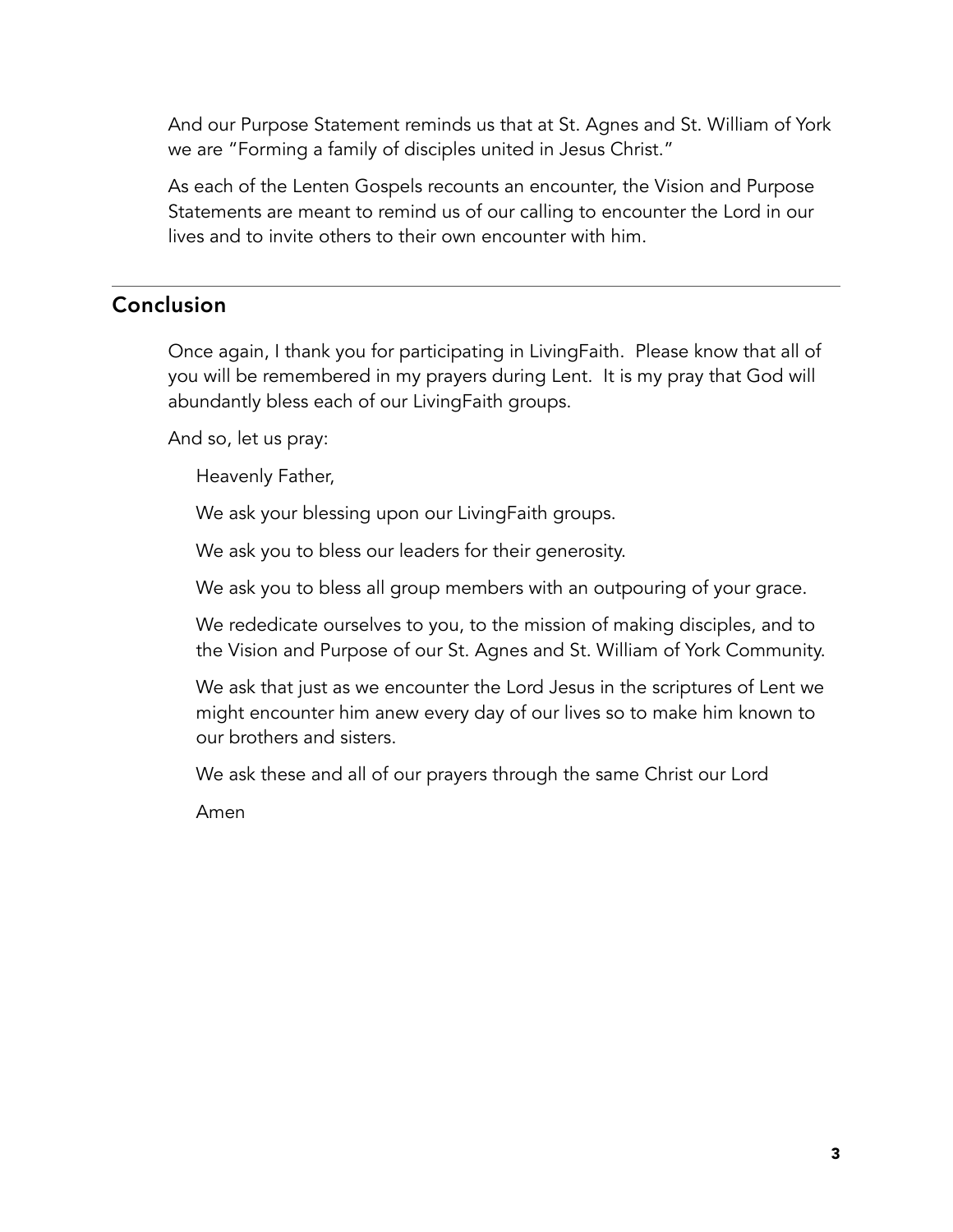And our Purpose Statement reminds us that at St. Agnes and St. William of York we are "Forming a family of disciples united in Jesus Christ."

As each of the Lenten Gospels recounts an encounter, the Vision and Purpose Statements are meant to remind us of our calling to encounter the Lord in our lives and to invite others to their own encounter with him.

---

## Conclusion

Once again, I thank you for participating in LivingFaith. Please know that all of you will be remembered in my prayers during Lent. It is my pray that God will abundantly bless each of our LivingFaith groups.

And so, let us pray:

Heavenly Father,

We ask your blessing upon our LivingFaith groups.

We ask you to bless our leaders for their generosity.

We ask you to bless all group members with an outpouring of your grace.

We rededicate ourselves to you, to the mission of making disciples, and to the Vision and Purpose of our St. Agnes and St. William of York Community.

We ask that just as we encounter the Lord Jesus in the scriptures of Lent we might encounter him anew every day of our lives so to make him known to our brothers and sisters.

We ask these and all of our prayers through the same Christ our Lord

Amen